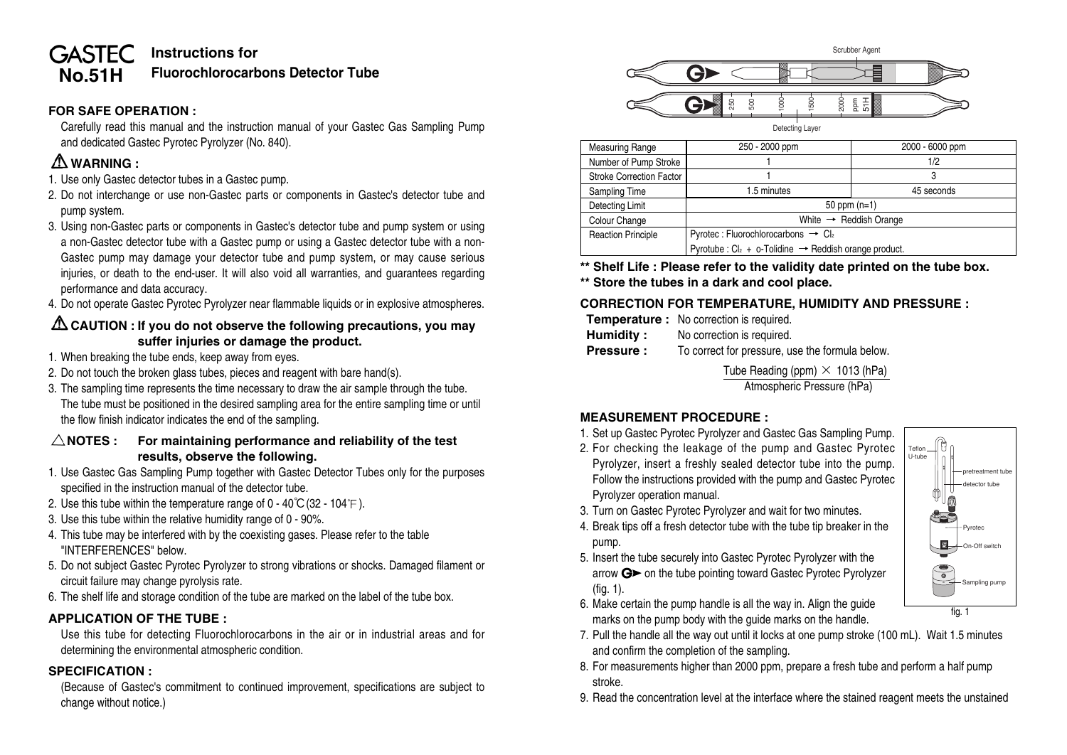# GASTEC No.51H

## Instructions for Fluorochlorocarbons Detector Tube

### FOR SAFE OPERATION :

Carefully read this manual and the instruction manual of your Gastec Gas Sampling Pump and dedicated Gastec Pyrotec Pyrolyzer (No. 840).

### ⚠ WARNING :

1. Use only Gastec detector tubes in a Gastec pump.
2. Do not interchange or use non-Gastec parts or components in Gastec's detector tube and pump system.
3. Using non-Gastec parts or components in Gastec's detector tube and pump system or using a non-Gastec detector tube with a Gastec pump or using a Gastec detector tube with a non-Gastec pump may damage your detector tube and pump system, or may cause serious injuries, or death to the end-user. It will also void all warranties, and guarantees regarding performance and data accuracy.
4. Do not operate Gastec Pyrotec Pyrolyzer near flammable liquids or in explosive atmospheres.

### ⚠ CAUTION : If you do not observe the following precautions, you may suffer injuries or damage the product.

1. When breaking the tube ends, keep away from eyes.
2. Do not touch the broken glass tubes, pieces and reagent with bare hand(s).
3. The sampling time represents the time necessary to draw the air sample through the tube. The tube must be positioned in the desired sampling area for the entire sampling time or until the flow finish indicator indicates the end of the sampling.

### △ NOTES : For maintaining performance and reliability of the test results, observe the following.

1. Use Gastec Gas Sampling Pump together with Gastec Detector Tubes only for the purposes specified in the instruction manual of the detector tube.
2. Use this tube within the temperature range of 0 - 40℃ (32 - 104℉).
3. Use this tube within the relative humidity range of 0 - 90%.
4. This tube may be interfered with by the coexisting gases. Please refer to the table "INTERFERENCES" below.
5. Do not subject Gastec Pyrotec Pyrolyzer to strong vibrations or shocks. Damaged filament or circuit failure may change pyrolysis rate.
6. The shelf life and storage condition of the tube are marked on the label of the tube box.

### APPLICATION OF THE TUBE :

Use this tube for detecting Fluorochlorocarbons in the air or in industrial areas and for determining the environmental atmospheric condition.

### SPECIFICATION :

(Because of Gastec's commitment to continued improvement, specifications are subject to change without notice.)

Scrubber Agent

250 — 500 — 1000 — 1500 — 2000 ppm 51H

Detecting Layer

| Measuring Range | 250 - 2000 ppm | 2000 - 6000 ppm |
|---|---|---|
| Number of Pump Stroke | 1 | 1/2 |
| Stroke Correction Factor | 1 | 3 |
| Sampling Time | 1.5 minutes | 45 seconds |
| Detecting Limit | 50 ppm (n=1) | |
| Colour Change | White → Reddish Orange | |
| Reaction Principle | Pyrotec : Fluorochlorocarbons → $Cl_2$ | |
| | Pyrotube : $Cl_2$ + o-Tolidine → Reddish orange product. | |

**\*\* Shelf Life : Please refer to the validity date printed on the tube box.**
**\*\* Store the tubes in a dark and cool place.**

### CORRECTION FOR TEMPERATURE, HUMIDITY AND PRESSURE :

**Temperature :** No correction is required.
**Humidity :** No correction is required.
**Pressure :** To correct for pressure, use the formula below.

$$\frac{\text{Tube Reading (ppm)} \times 1013 \text{ (hPa)}}{\text{Atmospheric Pressure (hPa)}}$$

### MEASUREMENT PROCEDURE :

1. Set up Gastec Pyrotec Pyrolyzer and Gastec Gas Sampling Pump.
2. For checking the leakage of the pump and Gastec Pyrotec Pyrolyzer, insert a freshly sealed detector tube into the pump. Follow the instructions provided with the pump and Gastec Pyrotec Pyrolyzer operation manual.
3. Turn on Gastec Pyrotec Pyrolyzer and wait for two minutes.
4. Break tips off a fresh detector tube with the tube tip breaker in the pump.
5. Insert the tube securely into Gastec Pyrotec Pyrolyzer with the arrow G► on the tube pointing toward Gastec Pyrotec Pyrolyzer (fig. 1).
6. Make certain the pump handle is all the way in. Align the guide marks on the pump body with the guide marks on the handle.
7. Pull the handle all the way out until it locks at one pump stroke (100 mL). Wait 1.5 minutes and confirm the completion of the sampling.
8. For measurements higher than 2000 ppm, prepare a fresh tube and perform a half pump stroke.
9. Read the concentration level at the interface where the stained reagent meets the unstained

Teflon U-tube — pretreatment tube — detector tube — Pyrotec — On-Off switch — Sampling pump

fig. 1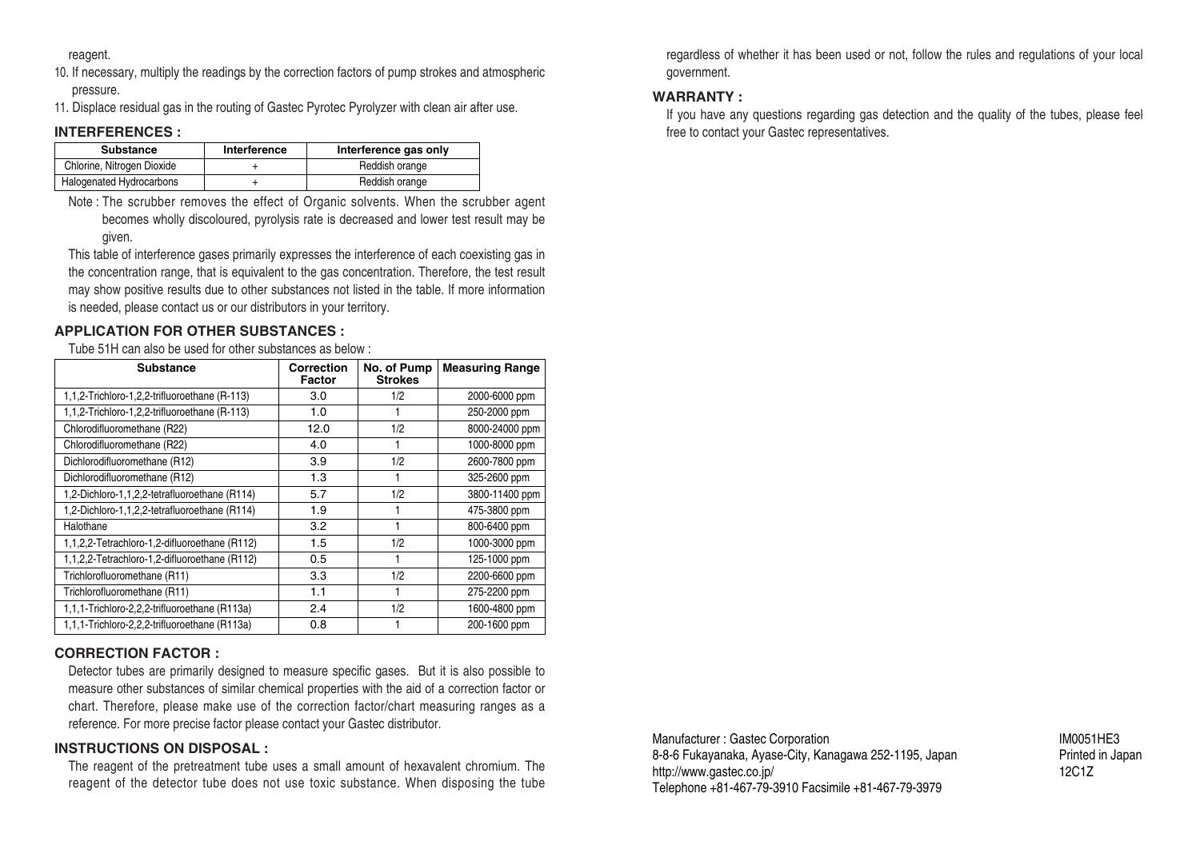reagent.

10. If necessary, multiply the readings by the correction factors of pump strokes and atmospheric pressure.
11. Displace residual gas in the routing of Gastec Pyrotec Pyrolyzer with clean air after use.

## INTERFERENCES :

| Substance | Interference | Interference gas only |
|---|---|---|
| Chlorine, Nitrogen Dioxide | + | Reddish orange |
| Halogenated Hydrocarbons | + | Reddish orange |

Note : The scrubber removes the effect of Organic solvents. When the scrubber agent becomes wholly discoloured, pyrolysis rate is decreased and lower test result may be given.

This table of interference gases primarily expresses the interference of each coexisting gas in the concentration range, that is equivalent to the gas concentration. Therefore, the test result may show positive results due to other substances not listed in the table. If more information is needed, please contact us or our distributors in your territory.

## APPLICATION FOR OTHER SUBSTANCES :

Tube 51H can also be used for other substances as below :

| Substance | Correction Factor | No. of Pump Strokes | Measuring Range |
|---|---|---|---|
| 1,1,2-Trichloro-1,2,2-trifluoroethane (R-113) | 3.0 | 1/2 | 2000-6000 ppm |
| 1,1,2-Trichloro-1,2,2-trifluoroethane (R-113) | 1.0 | 1 | 250-2000 ppm |
| Chlorodifluoromethane (R22) | 12.0 | 1/2 | 8000-24000 ppm |
| Chlorodifluoromethane (R22) | 4.0 | 1 | 1000-8000 ppm |
| Dichlorodifluoromethane (R12) | 3.9 | 1/2 | 2600-7800 ppm |
| Dichlorodifluoromethane (R12) | 1.3 | 1 | 325-2600 ppm |
| 1,2-Dichloro-1,1,2,2-tetrafluoroethane (R114) | 5.7 | 1/2 | 3800-11400 ppm |
| 1,2-Dichloro-1,1,2,2-tetrafluoroethane (R114) | 1.9 | 1 | 475-3800 ppm |
| Halothane | 3.2 | 1 | 800-6400 ppm |
| 1,1,2,2-Tetrachloro-1,2-difluoroethane (R112) | 1.5 | 1/2 | 1000-3000 ppm |
| 1,1,2,2-Tetrachloro-1,2-difluoroethane (R112) | 0.5 | 1 | 125-1000 ppm |
| Trichlorofluoromethane (R11) | 3.3 | 1/2 | 2200-6600 ppm |
| Trichlorofluoromethane (R11) | 1.1 | 1 | 275-2200 ppm |
| 1,1,1-Trichloro-2,2,2-trifluoroethane (R113a) | 2.4 | 1/2 | 1600-4800 ppm |
| 1,1,1-Trichloro-2,2,2-trifluoroethane (R113a) | 0.8 | 1 | 200-1600 ppm |

## CORRECTION FACTOR :

Detector tubes are primarily designed to measure specific gases. But it is also possible to measure other substances of similar chemical properties with the aid of a correction factor or chart. Therefore, please make use of the correction factor/chart measuring ranges as a reference. For more precise factor please contact your Gastec distributor.

## INSTRUCTIONS ON DISPOSAL :

The reagent of the pretreatment tube uses a small amount of hexavalent chromium. The reagent of the detector tube does not use toxic substance. When disposing the tube regardless of whether it has been used or not, follow the rules and regulations of your local government.

## WARRANTY :

If you have any questions regarding gas detection and the quality of the tubes, please feel free to contact your Gastec representatives.

Manufacturer : Gastec Corporation
8-8-6 Fukayanaka, Ayase-City, Kanagawa 252-1195, Japan
http://www.gastec.co.jp/
Telephone +81-467-79-3910 Facsimile +81-467-79-3979

IM0051HE3
Printed in Japan
12C1Z